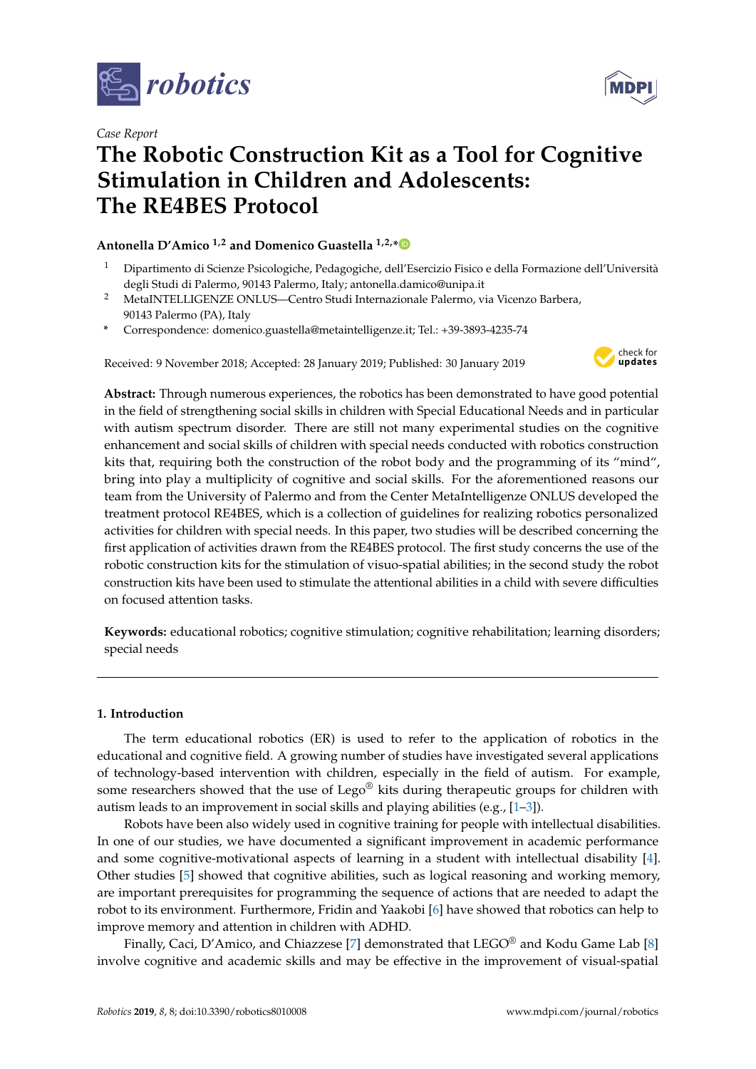*Case Report*

# The Robotic Construction Kit as a Tool for Cognitive Stimulation in Children and Adolescents: The RE4BES Protocol

**Antonella D'Amico [1,2] and Domenico Guastella [1,2,*]**

[1] Dipartimento di Scienze Psicologiche, Pedagogiche, dell'Esercizio Fisico e della Formazione dell'Università degli Studi di Palermo, 90143 Palermo, Italy; antonella.damico@unipa.it

[2] MetaINTELLIGENZE ONLUS—Centro Studi Internazionale Palermo, via Vicenzo Barbera, 90143 Palermo (PA), Italy

[*] Correspondence: domenico.guastella@metaintelligenze.it; Tel.: +39-3893-4235-74

Received: 9 November 2018; Accepted: 28 January 2019; Published: 30 January 2019

**Abstract:** Through numerous experiences, the robotics has been demonstrated to have good potential in the field of strengthening social skills in children with Special Educational Needs and in particular with autism spectrum disorder. There are still not many experimental studies on the cognitive enhancement and social skills of children with special needs conducted with robotics construction kits that, requiring both the construction of the robot body and the programming of its "mind", bring into play a multiplicity of cognitive and social skills. For the aforementioned reasons our team from the University of Palermo and from the Center MetaIntelligenze ONLUS developed the treatment protocol RE4BES, which is a collection of guidelines for realizing robotics personalized activities for children with special needs. In this paper, two studies will be described concerning the first application of activities drawn from the RE4BES protocol. The first study concerns the use of the robotic construction kits for the stimulation of visuo-spatial abilities; in the second study the robot construction kits have been used to stimulate the attentional abilities in a child with severe difficulties on focused attention tasks.

**Keywords:** educational robotics; cognitive stimulation; cognitive rehabilitation; learning disorders; special needs

## 1. Introduction

The term educational robotics (ER) is used to refer to the application of robotics in the educational and cognitive field. A growing number of studies have investigated several applications of technology-based intervention with children, especially in the field of autism. For example, some researchers showed that the use of Lego® kits during therapeutic groups for children with autism leads to an improvement in social skills and playing abilities (e.g., [1–3]).

Robots have been also widely used in cognitive training for people with intellectual disabilities. In one of our studies, we have documented a significant improvement in academic performance and some cognitive-motivational aspects of learning in a student with intellectual disability [4]. Other studies [5] showed that cognitive abilities, such as logical reasoning and working memory, are important prerequisites for programming the sequence of actions that are needed to adapt the robot to its environment. Furthermore, Fridin and Yaakobi [6] have showed that robotics can help to improve memory and attention in children with ADHD.

Finally, Caci, D'Amico, and Chiazzese [7] demonstrated that LEGO® and Kodu Game Lab [8] involve cognitive and academic skills and may be effective in the improvement of visual-spatial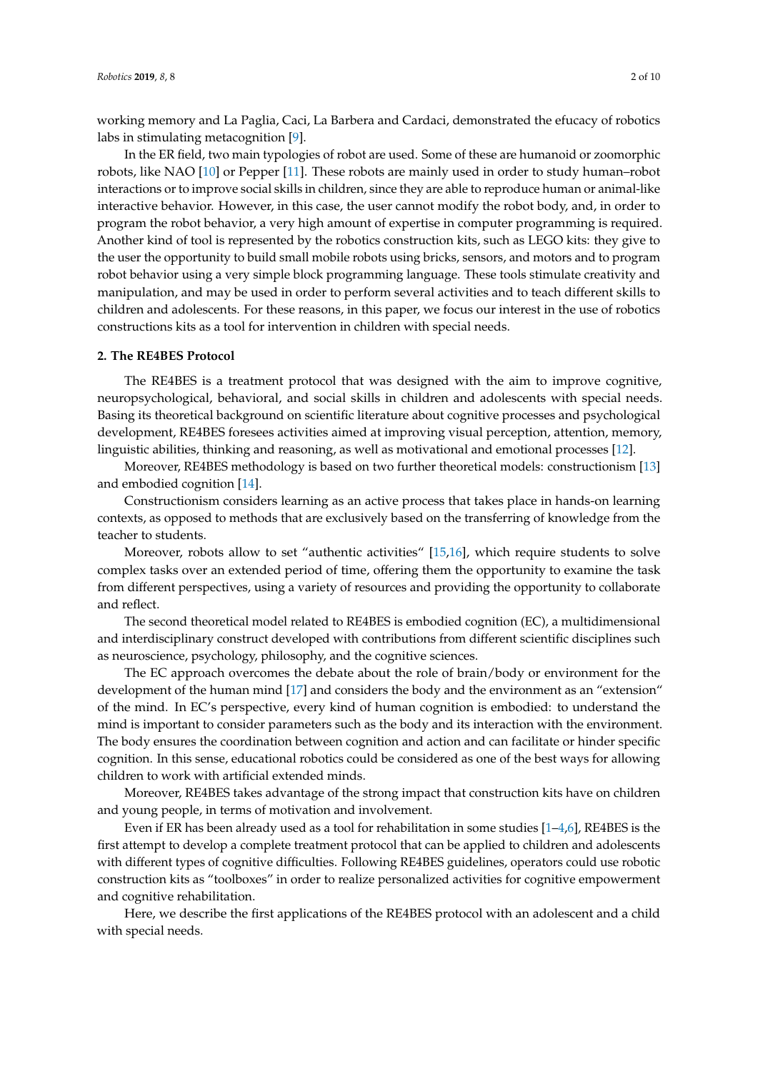working memory and La Paglia, Caci, La Barbera and Cardaci, demonstrated the efucacy of robotics labs in stimulating metacognition [9].

In the ER field, two main typologies of robot are used. Some of these are humanoid or zoomorphic robots, like NAO [10] or Pepper [11]. These robots are mainly used in order to study human–robot interactions or to improve social skills in children, since they are able to reproduce human or animal-like interactive behavior. However, in this case, the user cannot modify the robot body, and, in order to program the robot behavior, a very high amount of expertise in computer programming is required. Another kind of tool is represented by the robotics construction kits, such as LEGO kits: they give to the user the opportunity to build small mobile robots using bricks, sensors, and motors and to program robot behavior using a very simple block programming language. These tools stimulate creativity and manipulation, and may be used in order to perform several activities and to teach different skills to children and adolescents. For these reasons, in this paper, we focus our interest in the use of robotics constructions kits as a tool for intervention in children with special needs.

## 2. The RE4BES Protocol

The RE4BES is a treatment protocol that was designed with the aim to improve cognitive, neuropsychological, behavioral, and social skills in children and adolescents with special needs. Basing its theoretical background on scientific literature about cognitive processes and psychological development, RE4BES foresees activities aimed at improving visual perception, attention, memory, linguistic abilities, thinking and reasoning, as well as motivational and emotional processes [12].

Moreover, RE4BES methodology is based on two further theoretical models: constructionism [13] and embodied cognition [14].

Constructionism considers learning as an active process that takes place in hands-on learning contexts, as opposed to methods that are exclusively based on the transferring of knowledge from the teacher to students.

Moreover, robots allow to set "authentic activities" [15,16], which require students to solve complex tasks over an extended period of time, offering them the opportunity to examine the task from different perspectives, using a variety of resources and providing the opportunity to collaborate and reflect.

The second theoretical model related to RE4BES is embodied cognition (EC), a multidimensional and interdisciplinary construct developed with contributions from different scientific disciplines such as neuroscience, psychology, philosophy, and the cognitive sciences.

The EC approach overcomes the debate about the role of brain/body or environment for the development of the human mind [17] and considers the body and the environment as an "extension" of the mind. In EC's perspective, every kind of human cognition is embodied: to understand the mind is important to consider parameters such as the body and its interaction with the environment. The body ensures the coordination between cognition and action and can facilitate or hinder specific cognition. In this sense, educational robotics could be considered as one of the best ways for allowing children to work with artificial extended minds.

Moreover, RE4BES takes advantage of the strong impact that construction kits have on children and young people, in terms of motivation and involvement.

Even if ER has been already used as a tool for rehabilitation in some studies [1–4,6], RE4BES is the first attempt to develop a complete treatment protocol that can be applied to children and adolescents with different types of cognitive difficulties. Following RE4BES guidelines, operators could use robotic construction kits as "toolboxes" in order to realize personalized activities for cognitive empowerment and cognitive rehabilitation.

Here, we describe the first applications of the RE4BES protocol with an adolescent and a child with special needs.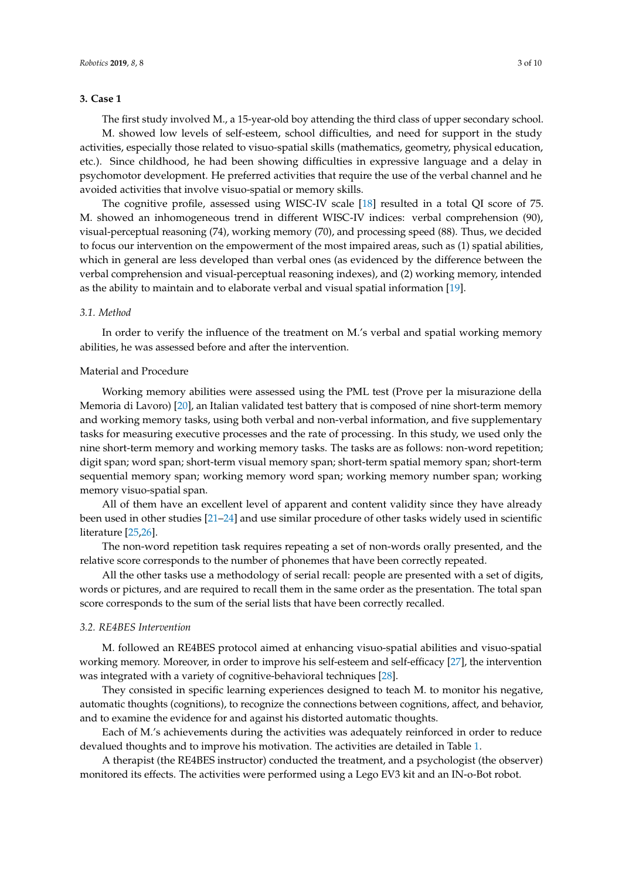## 3. Case 1

The first study involved M., a 15-year-old boy attending the third class of upper secondary school.

M. showed low levels of self-esteem, school difficulties, and need for support in the study activities, especially those related to visuo-spatial skills (mathematics, geometry, physical education, etc.). Since childhood, he had been showing difficulties in expressive language and a delay in psychomotor development. He preferred activities that require the use of the verbal channel and he avoided activities that involve visuo-spatial or memory skills.

The cognitive profile, assessed using WISC-IV scale [18] resulted in a total QI score of 75. M. showed an inhomogeneous trend in different WISC-IV indices: verbal comprehension (90), visual-perceptual reasoning (74), working memory (70), and processing speed (88). Thus, we decided to focus our intervention on the empowerment of the most impaired areas, such as (1) spatial abilities, which in general are less developed than verbal ones (as evidenced by the difference between the verbal comprehension and visual-perceptual reasoning indexes), and (2) working memory, intended as the ability to maintain and to elaborate verbal and visual spatial information [19].

### *3.1. Method*

In order to verify the influence of the treatment on M.'s verbal and spatial working memory abilities, he was assessed before and after the intervention.

#### Material and Procedure

Working memory abilities were assessed using the PML test (Prove per la misurazione della Memoria di Lavoro) [20], an Italian validated test battery that is composed of nine short-term memory and working memory tasks, using both verbal and non-verbal information, and five supplementary tasks for measuring executive processes and the rate of processing. In this study, we used only the nine short-term memory and working memory tasks. The tasks are as follows: non-word repetition; digit span; word span; short-term visual memory span; short-term spatial memory span; short-term sequential memory span; working memory word span; working memory number span; working memory visuo-spatial span.

All of them have an excellent level of apparent and content validity since they have already been used in other studies [21–24] and use similar procedure of other tasks widely used in scientific literature [25,26].

The non-word repetition task requires repeating a set of non-words orally presented, and the relative score corresponds to the number of phonemes that have been correctly repeated.

All the other tasks use a methodology of serial recall: people are presented with a set of digits, words or pictures, and are required to recall them in the same order as the presentation. The total span score corresponds to the sum of the serial lists that have been correctly recalled.

### *3.2. RE4BES Intervention*

M. followed an RE4BES protocol aimed at enhancing visuo-spatial abilities and visuo-spatial working memory. Moreover, in order to improve his self-esteem and self-efficacy [27], the intervention was integrated with a variety of cognitive-behavioral techniques [28].

They consisted in specific learning experiences designed to teach M. to monitor his negative, automatic thoughts (cognitions), to recognize the connections between cognitions, affect, and behavior, and to examine the evidence for and against his distorted automatic thoughts.

Each of M.'s achievements during the activities was adequately reinforced in order to reduce devalued thoughts and to improve his motivation. The activities are detailed in Table 1.

A therapist (the RE4BES instructor) conducted the treatment, and a psychologist (the observer) monitored its effects. The activities were performed using a Lego EV3 kit and an IN-o-Bot robot.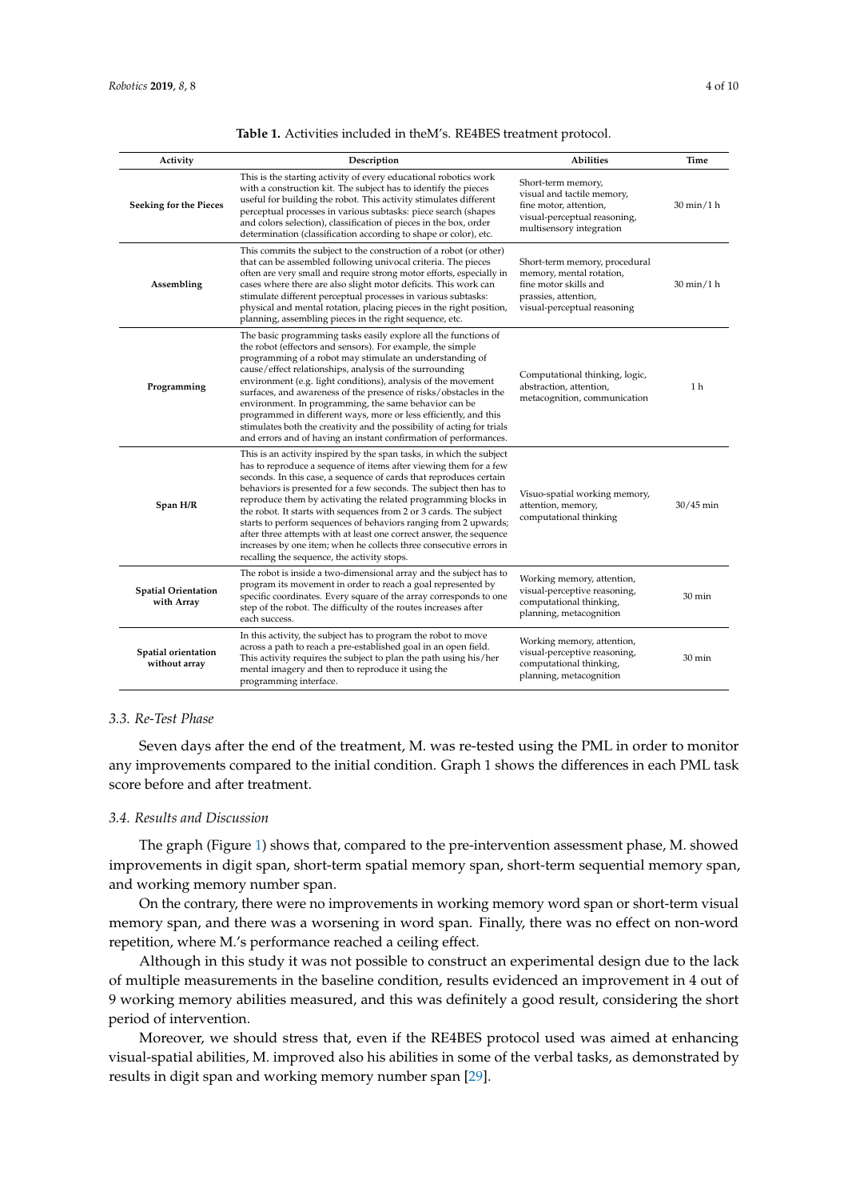**Table 1.** Activities included in theM's. RE4BES treatment protocol.

| Activity | Description | Abilities | Time |
|---|---|---|---|
| **Seeking for the Pieces** | This is the starting activity of every educational robotics work with a construction kit. The subject has to identify the pieces useful for building the robot. This activity stimulates different perceptual processes in various subtasks: piece search (shapes and colors selection), classification of pieces in the box, order determination (classification according to shape or color), etc. | Short-term memory, visual and tactile memory, fine motor, attention, visual-perceptual reasoning, multisensory integration | 30 min/1 h |
| **Assembling** | This commits the subject to the construction of a robot (or other) that can be assembled following univocal criteria. The pieces often are very small and require strong motor efforts, especially in cases where there are also slight motor deficits. This work can stimulate different perceptual processes in various subtasks: physical and mental rotation, placing pieces in the right position, planning, assembling pieces in the right sequence, etc. | Short-term memory, procedural memory, mental rotation, fine motor skills and prassies, attention, visual-perceptual reasoning | 30 min/1 h |
| **Programming** | The basic programming tasks easily explore all the functions of the robot (effectors and sensors). For example, the simple programming of a robot may stimulate an understanding of cause/effect relationships, analysis of the surrounding environment (e.g. light conditions), analysis of the movement surfaces, and awareness of the presence of risks/obstacles in the environment. In programming, the same behavior can be programmed in different ways, more or less efficiently, and this stimulates both the creativity and the possibility of acting for trials and errors and of having an instant confirmation of performances. | Computational thinking, logic, abstraction, attention, metacognition, communication | 1 h |
| **Span H/R** | This is an activity inspired by the span tasks, in which the subject has to reproduce a sequence of items after viewing them for a few seconds. In this case, a sequence of cards that reproduces certain behaviors is presented for a few seconds. The subject then has to reproduce them by activating the related programming blocks in the robot. It starts with sequences from 2 or 3 cards. The subject starts to perform sequences of behaviors ranging from 2 upwards; after three attempts with at least one correct answer, the sequence increases by one item; when he collects three consecutive errors in recalling the sequence, the activity stops. | Visuo-spatial working memory, attention, memory, computational thinking | 30/45 min |
| **Spatial Orientation with Array** | The robot is inside a two-dimensional array and the subject has to program its movement in order to reach a goal represented by specific coordinates. Every square of the array corresponds to one step of the robot. The difficulty of the routes increases after each success. | Working memory, attention, visual-perceptive reasoning, computational thinking, planning, metacognition | 30 min |
| **Spatial orientation without array** | In this activity, the subject has to program the robot to move across a path to reach a pre-established goal in an open field. This activity requires the subject to plan the path using his/her mental imagery and then to reproduce it using the programming interface. | Working memory, attention, visual-perceptive reasoning, computational thinking, planning, metacognition | 30 min |

### *3.3. Re-Test Phase*

Seven days after the end of the treatment, M. was re-tested using the PML in order to monitor any improvements compared to the initial condition. Graph 1 shows the differences in each PML task score before and after treatment.

### *3.4. Results and Discussion*

The graph (Figure 1) shows that, compared to the pre-intervention assessment phase, M. showed improvements in digit span, short-term spatial memory span, short-term sequential memory span, and working memory number span.

On the contrary, there were no improvements in working memory word span or short-term visual memory span, and there was a worsening in word span. Finally, there was no effect on non-word repetition, where M.'s performance reached a ceiling effect.

Although in this study it was not possible to construct an experimental design due to the lack of multiple measurements in the baseline condition, results evidenced an improvement in 4 out of 9 working memory abilities measured, and this was definitely a good result, considering the short period of intervention.

Moreover, we should stress that, even if the RE4BES protocol used was aimed at enhancing visual-spatial abilities, M. improved also his abilities in some of the verbal tasks, as demonstrated by results in digit span and working memory number span [29].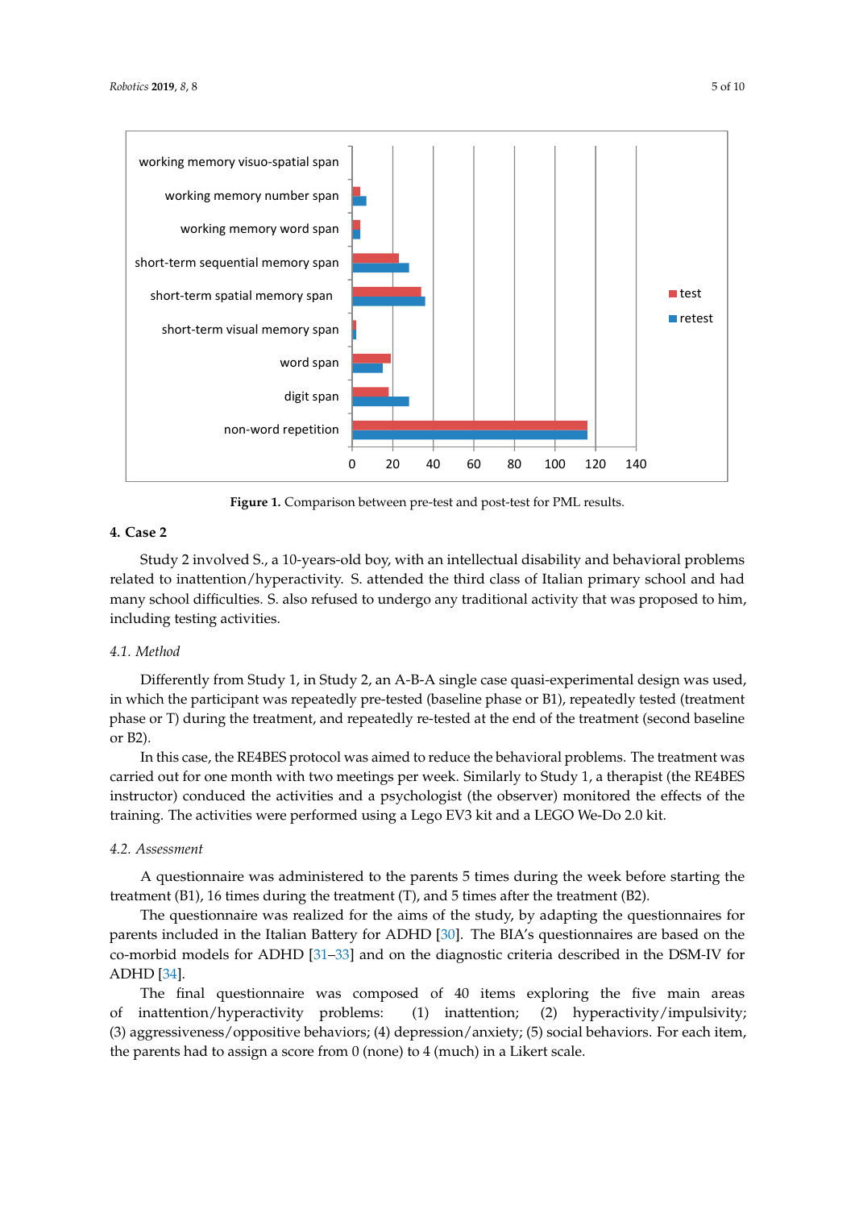Figure 1. Comparison between pre-test and post-test for PML results.

## 4. Case 2

Study 2 involved S., a 10-years-old boy, with an intellectual disability and behavioral problems related to inattention/hyperactivity. S. attended the third class of Italian primary school and had many school difficulties. S. also refused to undergo any traditional activity that was proposed to him, including testing activities.

### 4.1. Method

Differently from Study 1, in Study 2, an A-B-A single case quasi-experimental design was used, in which the participant was repeatedly pre-tested (baseline phase or B1), repeatedly tested (treatment phase or T) during the treatment, and repeatedly re-tested at the end of the treatment (second baseline or B2).

In this case, the RE4BES protocol was aimed to reduce the behavioral problems. The treatment was carried out for one month with two meetings per week. Similarly to Study 1, a therapist (the RE4BES instructor) conduced the activities and a psychologist (the observer) monitored the effects of the training. The activities were performed using a Lego EV3 kit and a LEGO We-Do 2.0 kit.

### 4.2. Assessment

A questionnaire was administered to the parents 5 times during the week before starting the treatment (B1), 16 times during the treatment (T), and 5 times after the treatment (B2).

The questionnaire was realized for the aims of the study, by adapting the questionnaires for parents included in the Italian Battery for ADHD [30]. The BIA's questionnaires are based on the co-morbid models for ADHD [31–33] and on the diagnostic criteria described in the DSM-IV for ADHD [34].

The final questionnaire was composed of 40 items exploring the five main areas of inattention/hyperactivity problems: (1) inattention; (2) hyperactivity/impulsivity; (3) aggressiveness/oppositive behaviors; (4) depression/anxiety; (5) social behaviors. For each item, the parents had to assign a score from 0 (none) to 4 (much) in a Likert scale.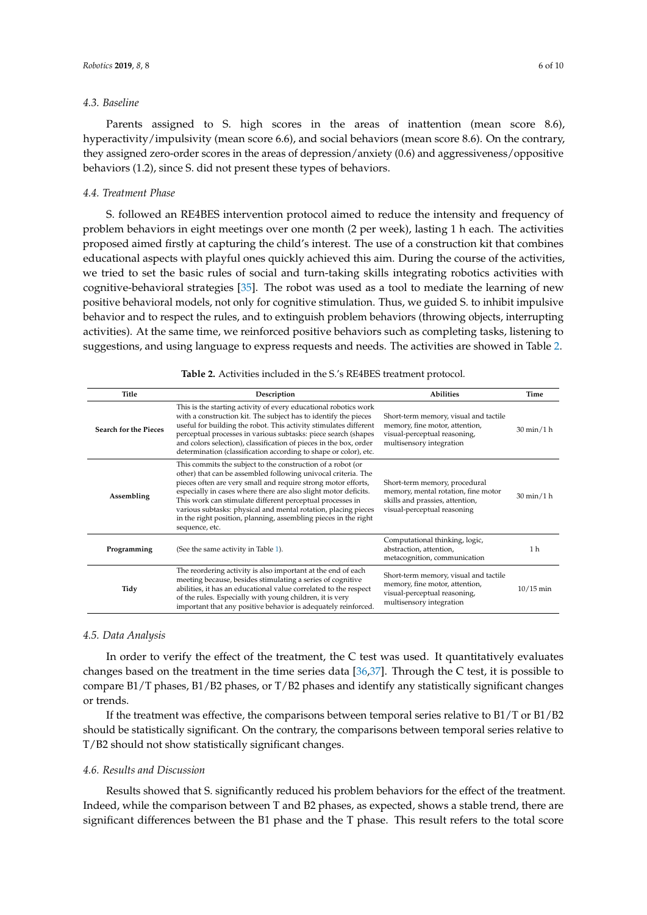### 4.3. Baseline

Parents assigned to S. high scores in the areas of inattention (mean score 8.6), hyperactivity/impulsivity (mean score 6.6), and social behaviors (mean score 8.6). On the contrary, they assigned zero-order scores in the areas of depression/anxiety (0.6) and aggressiveness/oppositive behaviors (1.2), since S. did not present these types of behaviors.

### 4.4. Treatment Phase

S. followed an RE4BES intervention protocol aimed to reduce the intensity and frequency of problem behaviors in eight meetings over one month (2 per week), lasting 1 h each. The activities proposed aimed firstly at capturing the child's interest. The use of a construction kit that combines educational aspects with playful ones quickly achieved this aim. During the course of the activities, we tried to set the basic rules of social and turn-taking skills integrating robotics activities with cognitive-behavioral strategies [35]. The robot was used as a tool to mediate the learning of new positive behavioral models, not only for cognitive stimulation. Thus, we guided S. to inhibit impulsive behavior and to respect the rules, and to extinguish problem behaviors (throwing objects, interrupting activities). At the same time, we reinforced positive behaviors such as completing tasks, listening to suggestions, and using language to express requests and needs. The activities are showed in Table 2.

**Table 2.** Activities included in the S.'s RE4BES treatment protocol.

| Title | Description | Abilities | Time |
|---|---|---|---|
| **Search for the Pieces** | This is the starting activity of every educational robotics work with a construction kit. The subject has to identify the pieces useful for building the robot. This activity stimulates different perceptual processes in various subtasks: piece search (shapes and colors selection), classification of pieces in the box, order determination (classification according to shape or color), etc. | Short-term memory, visual and tactile memory, fine motor, attention, visual-perceptual reasoning, multisensory integration | 30 min/1 h |
| **Assembling** | This commits the subject to the construction of a robot (or other) that can be assembled following univocal criteria. The pieces often are very small and require strong motor efforts, especially in cases where there are also slight motor deficits. This work can stimulate different perceptual processes in various subtasks: physical and mental rotation, placing pieces in the right position, planning, assembling pieces in the right sequence, etc. | Short-term memory, procedural memory, mental rotation, fine motor skills and prassies, attention, visual-perceptual reasoning | 30 min/1 h |
| **Programming** | (See the same activity in Table 1). | Computational thinking, logic, abstraction, attention, metacognition, communication | 1 h |
| **Tidy** | The reordering activity is also important at the end of each meeting because, besides stimulating a series of cognitive abilities, it has an educational value correlated to the respect of the rules. Especially with young children, it is very important that any positive behavior is adequately reinforced. | Short-term memory, visual and tactile memory, fine motor, attention, visual-perceptual reasoning, multisensory integration | 10/15 min |

### 4.5. Data Analysis

In order to verify the effect of the treatment, the C test was used. It quantitatively evaluates changes based on the treatment in the time series data [36,37]. Through the C test, it is possible to compare B1/T phases, B1/B2 phases, or T/B2 phases and identify any statistically significant changes or trends.

If the treatment was effective, the comparisons between temporal series relative to B1/T or B1/B2 should be statistically significant. On the contrary, the comparisons between temporal series relative to T/B2 should not show statistically significant changes.

### 4.6. Results and Discussion

Results showed that S. significantly reduced his problem behaviors for the effect of the treatment. Indeed, while the comparison between T and B2 phases, as expected, shows a stable trend, there are significant differences between the B1 phase and the T phase. This result refers to the total score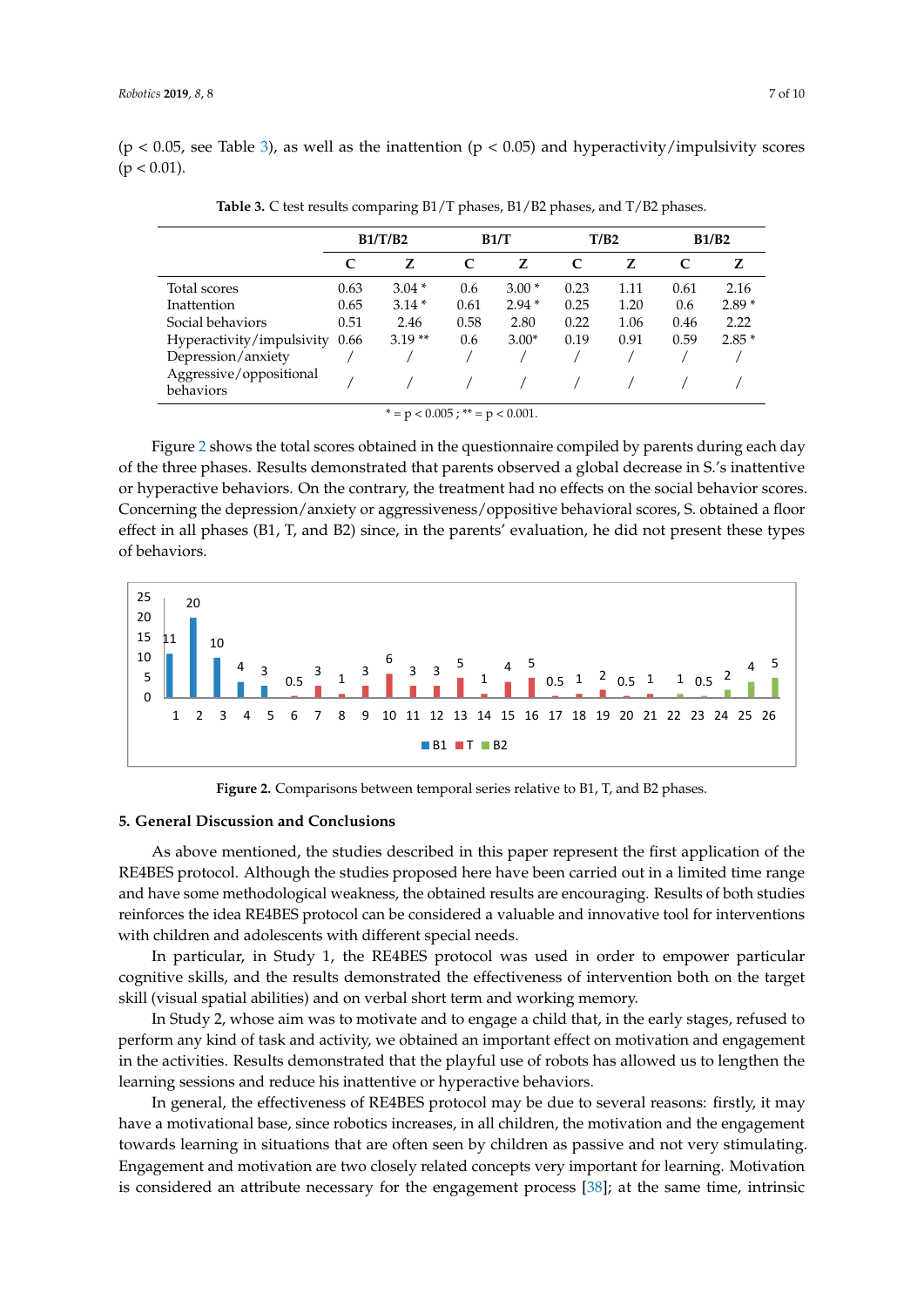($p < 0.05$, see Table 3), as well as the inattention ($p < 0.05$) and hyperactivity/impulsivity scores ($p < 0.01$).

**Table 3.** C test results comparing B1/T phases, B1/B2 phases, and T/B2 phases.

| | B1/T/B2 | | B1/T | | T/B2 | | B1/B2 | |
|---|---|---|---|---|---|---|---|---|
| | C | Z | C | Z | C | Z | C | Z |
| Total scores | 0.63 | 3.04 * | 0.6 | 3.00 * | 0.23 | 1.11 | 0.61 | 2.16 |
| Inattention | 0.65 | 3.14 * | 0.61 | 2.94 * | 0.25 | 1.20 | 0.6 | 2.89 * |
| Social behaviors | 0.51 | 2.46 | 0.58 | 2.80 | 0.22 | 1.06 | 0.46 | 2.22 |
| Hyperactivity/impulsivity | 0.66 | 3.19 ** | 0.6 | 3.00* | 0.19 | 0.91 | 0.59 | 2.85 * |
| Depression/anxiety | / | / | / | / | / | / | / | / |
| Aggressive/oppositional behaviors | / | / | / | / | / | / | / | / |

* = $p < 0.005$ ; ** = $p < 0.001$.

Figure 2 shows the total scores obtained in the questionnaire compiled by parents during each day of the three phases. Results demonstrated that parents observed a global decrease in S.'s inattentive or hyperactive behaviors. On the contrary, the treatment had no effects on the social behavior scores. Concerning the depression/anxiety or aggressiveness/oppositive behavioral scores, S. obtained a floor effect in all phases (B1, T, and B2) since, in the parents' evaluation, he did not present these types of behaviors.

**Figure 2.** Comparisons between temporal series relative to B1, T, and B2 phases.

## 5. General Discussion and Conclusions

As above mentioned, the studies described in this paper represent the first application of the RE4BES protocol. Although the studies proposed here have been carried out in a limited time range and have some methodological weakness, the obtained results are encouraging. Results of both studies reinforces the idea RE4BES protocol can be considered a valuable and innovative tool for interventions with children and adolescents with different special needs.

In particular, in Study 1, the RE4BES protocol was used in order to empower particular cognitive skills, and the results demonstrated the effectiveness of intervention both on the target skill (visual spatial abilities) and on verbal short term and working memory.

In Study 2, whose aim was to motivate and to engage a child that, in the early stages, refused to perform any kind of task and activity, we obtained an important effect on motivation and engagement in the activities. Results demonstrated that the playful use of robots has allowed us to lengthen the learning sessions and reduce his inattentive or hyperactive behaviors.

In general, the effectiveness of RE4BES protocol may be due to several reasons: firstly, it may have a motivational base, since robotics increases, in all children, the motivation and the engagement towards learning in situations that are often seen by children as passive and not very stimulating. Engagement and motivation are two closely related concepts very important for learning. Motivation is considered an attribute necessary for the engagement process [38]; at the same time, intrinsic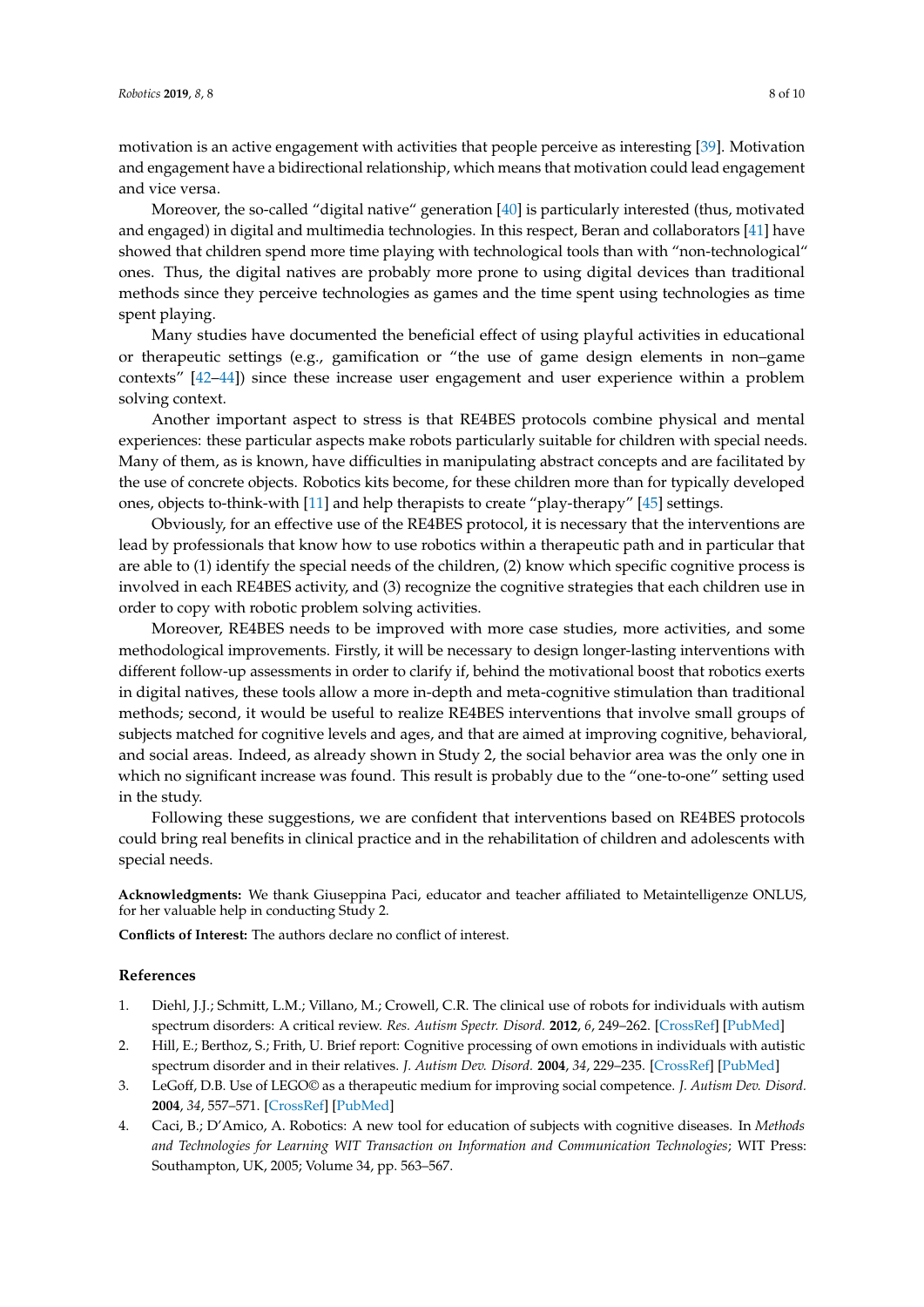motivation is an active engagement with activities that people perceive as interesting [39]. Motivation and engagement have a bidirectional relationship, which means that motivation could lead engagement and vice versa.

Moreover, the so-called "digital native" generation [40] is particularly interested (thus, motivated and engaged) in digital and multimedia technologies. In this respect, Beran and collaborators [41] have showed that children spend more time playing with technological tools than with "non-technological" ones. Thus, the digital natives are probably more prone to using digital devices than traditional methods since they perceive technologies as games and the time spent using technologies as time spent playing.

Many studies have documented the beneficial effect of using playful activities in educational or therapeutic settings (e.g., gamification or "the use of game design elements in non–game contexts" [42–44]) since these increase user engagement and user experience within a problem solving context.

Another important aspect to stress is that RE4BES protocols combine physical and mental experiences: these particular aspects make robots particularly suitable for children with special needs. Many of them, as is known, have difficulties in manipulating abstract concepts and are facilitated by the use of concrete objects. Robotics kits become, for these children more than for typically developed ones, objects to-think-with [11] and help therapists to create "play-therapy" [45] settings.

Obviously, for an effective use of the RE4BES protocol, it is necessary that the interventions are lead by professionals that know how to use robotics within a therapeutic path and in particular that are able to (1) identify the special needs of the children, (2) know which specific cognitive process is involved in each RE4BES activity, and (3) recognize the cognitive strategies that each children use in order to copy with robotic problem solving activities.

Moreover, RE4BES needs to be improved with more case studies, more activities, and some methodological improvements. Firstly, it will be necessary to design longer-lasting interventions with different follow-up assessments in order to clarify if, behind the motivational boost that robotics exerts in digital natives, these tools allow a more in-depth and meta-cognitive stimulation than traditional methods; second, it would be useful to realize RE4BES interventions that involve small groups of subjects matched for cognitive levels and ages, and that are aimed at improving cognitive, behavioral, and social areas. Indeed, as already shown in Study 2, the social behavior area was the only one in which no significant increase was found. This result is probably due to the "one-to-one" setting used in the study.

Following these suggestions, we are confident that interventions based on RE4BES protocols could bring real benefits in clinical practice and in the rehabilitation of children and adolescents with special needs.

**Acknowledgments:** We thank Giuseppina Paci, educator and teacher affiliated to Metaintelligenze ONLUS, for her valuable help in conducting Study 2.

**Conflicts of Interest:** The authors declare no conflict of interest.

## References

1. Diehl, J.J.; Schmitt, L.M.; Villano, M.; Crowell, C.R. The clinical use of robots for individuals with autism spectrum disorders: A critical review. *Res. Autism Spectr. Disord.* **2012**, *6*, 249–262. [CrossRef] [PubMed]
2. Hill, E.; Berthoz, S.; Frith, U. Brief report: Cognitive processing of own emotions in individuals with autistic spectrum disorder and in their relatives. *J. Autism Dev. Disord.* **2004**, *34*, 229–235. [CrossRef] [PubMed]
3. LeGoff, D.B. Use of LEGO© as a therapeutic medium for improving social competence. *J. Autism Dev. Disord.* **2004**, *34*, 557–571. [CrossRef] [PubMed]
4. Caci, B.; D'Amico, A. Robotics: A new tool for education of subjects with cognitive diseases. In *Methods and Technologies for Learning WIT Transaction on Information and Communication Technologies*; WIT Press: Southampton, UK, 2005; Volume 34, pp. 563–567.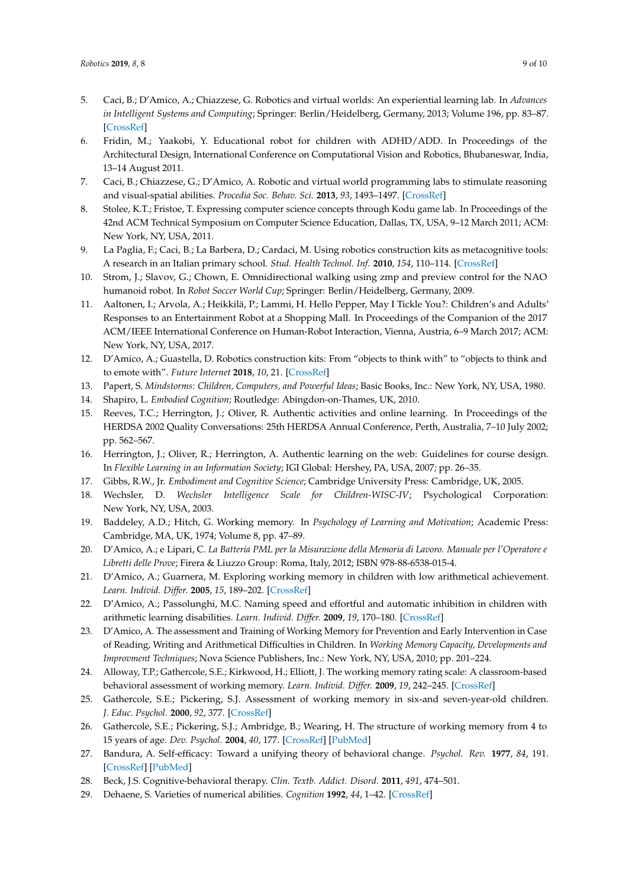5. Caci, B.; D'Amico, A.; Chiazzese, G. Robotics and virtual worlds: An experiential learning lab. In *Advances in Intelligent Systems and Computing*; Springer: Berlin/Heidelberg, Germany, 2013; Volume 196, pp. 83–87. [CrossRef]
6. Fridin, M.; Yaakobi, Y. Educational robot for children with ADHD/ADD. In Proceedings of the Architectural Design, International Conference on Computational Vision and Robotics, Bhubaneswar, India, 13–14 August 2011.
7. Caci, B.; Chiazzese, G.; D'Amico, A. Robotic and virtual world programming labs to stimulate reasoning and visual-spatial abilities. *Procedia Soc. Behav. Sci.* **2013**, *93*, 1493–1497. [CrossRef]
8. Stolee, K.T.; Fristoe, T. Expressing computer science concepts through Kodu game lab. In Proceedings of the 42nd ACM Technical Symposium on Computer Science Education, Dallas, TX, USA, 9–12 March 2011; ACM: New York, NY, USA, 2011.
9. La Paglia, F.; Caci, B.; La Barbera, D.; Cardaci, M. Using robotics construction kits as metacognitive tools: A research in an Italian primary school. *Stud. Health Technol. Inf.* **2010**, *154*, 110–114. [CrossRef]
10. Strom, J.; Slavov, G.; Chown, E. Omnidirectional walking using zmp and preview control for the NAO humanoid robot. In *Robot Soccer World Cup*; Springer: Berlin/Heidelberg, Germany, 2009.
11. Aaltonen, I.; Arvola, A.; Heikkilä, P.; Lammi, H. Hello Pepper, May I Tickle You?: Children's and Adults' Responses to an Entertainment Robot at a Shopping Mall. In Proceedings of the Companion of the 2017 ACM/IEEE International Conference on Human-Robot Interaction, Vienna, Austria, 6–9 March 2017; ACM: New York, NY, USA, 2017.
12. D'Amico, A.; Guastella, D. Robotics construction kits: From "objects to think with" to "objects to think and to emote with". *Future Internet* **2018**, *10*, 21. [CrossRef]
13. Papert, S. *Mindstorms: Children, Computers, and Powerful Ideas*; Basic Books, Inc.: New York, NY, USA, 1980.
14. Shapiro, L. *Embodied Cognition*; Routledge: Abingdon-on-Thames, UK, 2010.
15. Reeves, T.C.; Herrington, J.; Oliver, R. Authentic activities and online learning. In Proceedings of the HERDSA 2002 Quality Conversations: 25th HERDSA Annual Conference, Perth, Australia, 7–10 July 2002; pp. 562–567.
16. Herrington, J.; Oliver, R.; Herrington, A. Authentic learning on the web: Guidelines for course design. In *Flexible Learning in an Information Society*; IGI Global: Hershey, PA, USA, 2007; pp. 26–35.
17. Gibbs, R.W., Jr. *Embodiment and Cognitive Science*; Cambridge University Press: Cambridge, UK, 2005.
18. Wechsler, D. *Wechsler Intelligence Scale for Children-WISC-IV*; Psychological Corporation: New York, NY, USA, 2003.
19. Baddeley, A.D.; Hitch, G. Working memory. In *Psychology of Learning and Motivation*; Academic Press: Cambridge, MA, UK, 1974; Volume 8, pp. 47–89.
20. D'Amico, A.; e Lipari, C. *La Batteria PML per la Misurazione della Memoria di Lavoro. Manuale per l'Operatore e Libretti delle Prove*; Firera & Liuzzo Group: Roma, Italy, 2012; ISBN 978-88-6538-015-4.
21. D'Amico, A.; Guarnera, M. Exploring working memory in children with low arithmetical achievement. *Learn. Individ. Differ.* **2005**, *15*, 189–202. [CrossRef]
22. D'Amico, A.; Passolunghi, M.C. Naming speed and effortful and automatic inhibition in children with arithmetic learning disabilities. *Learn. Individ. Differ.* **2009**, *19*, 170–180. [CrossRef]
23. D'Amico, A. The assessment and Training of Working Memory for Prevention and Early Intervention in Case of Reading, Writing and Arithmetical Difficulties in Children. In *Working Memory Capacity, Developments and Improvment Techniques*; Nova Science Publishers, Inc.: New York, NY, USA, 2010; pp. 201–224.
24. Alloway, T.P.; Gathercole, S.E.; Kirkwood, H.; Elliott, J. The working memory rating scale: A classroom-based behavioral assessment of working memory. *Learn. Individ. Differ.* **2009**, *19*, 242–245. [CrossRef]
25. Gathercole, S.E.; Pickering, S.J. Assessment of working memory in six-and seven-year-old children. *J. Educ. Psychol.* **2000**, *92*, 377. [CrossRef]
26. Gathercole, S.E.; Pickering, S.J.; Ambridge, B.; Wearing, H. The structure of working memory from 4 to 15 years of age. *Dev. Psychol.* **2004**, *40*, 177. [CrossRef] [PubMed]
27. Bandura, A. Self-efficacy: Toward a unifying theory of behavioral change. *Psychol. Rev.* **1977**, *84*, 191. [CrossRef] [PubMed]
28. Beck, J.S. Cognitive-behavioral therapy. *Clin. Textb. Addict. Disord.* **2011**, *491*, 474–501.
29. Dehaene, S. Varieties of numerical abilities. *Cognition* **1992**, *44*, 1–42. [CrossRef]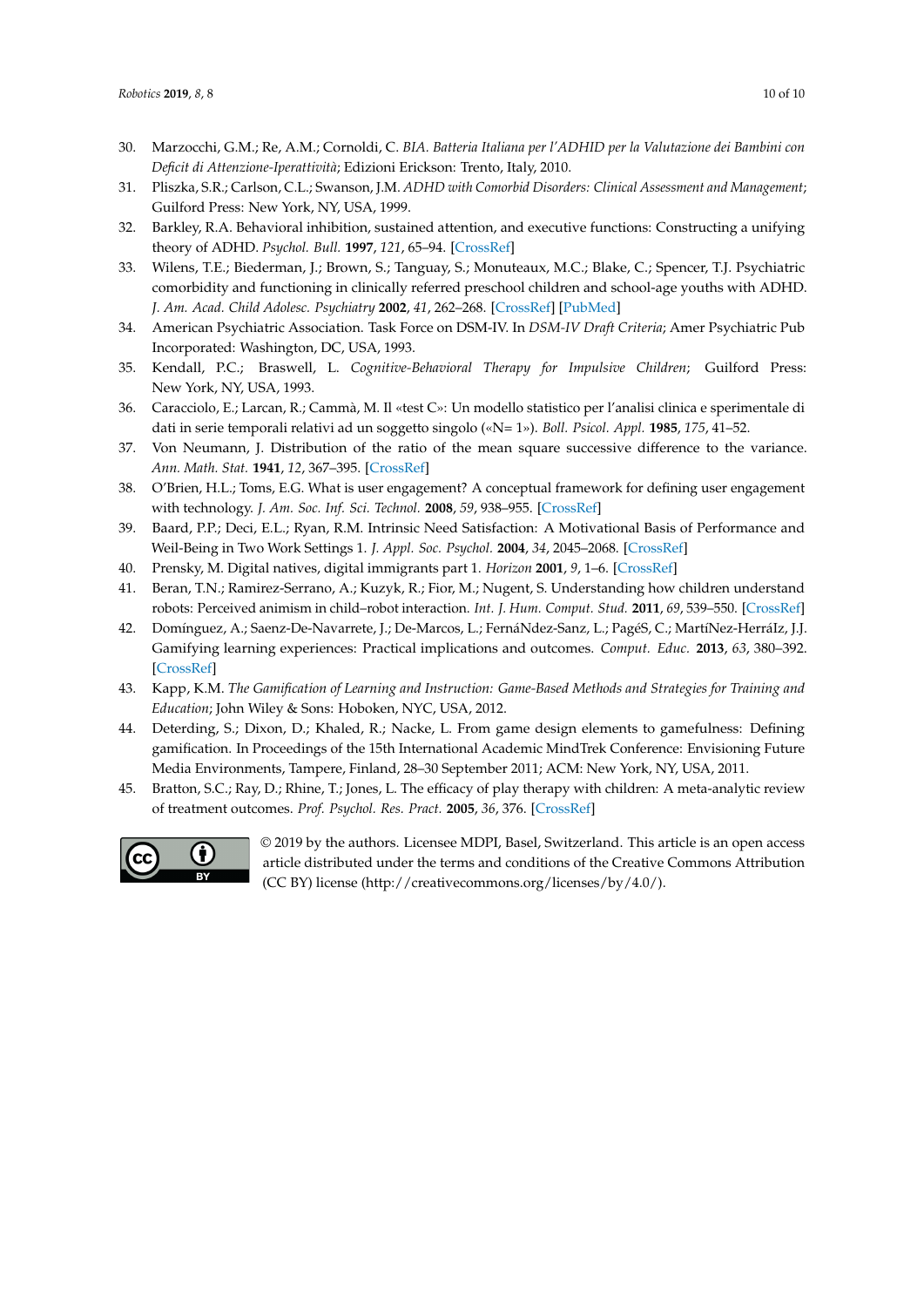30. Marzocchi, G.M.; Re, A.M.; Cornoldi, C. *BIA. Batteria Italiana per l'ADHID per la Valutazione dei Bambini con Deficit di Attenzione-Iperattività*; Edizioni Erickson: Trento, Italy, 2010.
31. Pliszka, S.R.; Carlson, C.L.; Swanson, J.M. *ADHD with Comorbid Disorders: Clinical Assessment and Management*; Guilford Press: New York, NY, USA, 1999.
32. Barkley, R.A. Behavioral inhibition, sustained attention, and executive functions: Constructing a unifying theory of ADHD. *Psychol. Bull.* **1997**, *121*, 65–94. [CrossRef]
33. Wilens, T.E.; Biederman, J.; Brown, S.; Tanguay, S.; Monuteaux, M.C.; Blake, C.; Spencer, T.J. Psychiatric comorbidity and functioning in clinically referred preschool children and school-age youths with ADHD. *J. Am. Acad. Child Adolesc. Psychiatry* **2002**, *41*, 262–268. [CrossRef] [PubMed]
34. American Psychiatric Association. Task Force on DSM-IV. In *DSM-IV Draft Criteria*; Amer Psychiatric Pub Incorporated: Washington, DC, USA, 1993.
35. Kendall, P.C.; Braswell, L. *Cognitive-Behavioral Therapy for Impulsive Children*; Guilford Press: New York, NY, USA, 1993.
36. Caracciolo, E.; Larcan, R.; Cammà, M. Il «test C»: Un modello statistico per l'analisi clinica e sperimentale di dati in serie temporali relativi ad un soggetto singolo («N= 1»). *Boll. Psicol. Appl.* **1985**, *175*, 41–52.
37. Von Neumann, J. Distribution of the ratio of the mean square successive difference to the variance. *Ann. Math. Stat.* **1941**, *12*, 367–395. [CrossRef]
38. O'Brien, H.L.; Toms, E.G. What is user engagement? A conceptual framework for defining user engagement with technology. *J. Am. Soc. Inf. Sci. Technol.* **2008**, *59*, 938–955. [CrossRef]
39. Baard, P.P.; Deci, E.L.; Ryan, R.M. Intrinsic Need Satisfaction: A Motivational Basis of Performance and Weil-Being in Two Work Settings 1. *J. Appl. Soc. Psychol.* **2004**, *34*, 2045–2068. [CrossRef]
40. Prensky, M. Digital natives, digital immigrants part 1. *Horizon* **2001**, *9*, 1–6. [CrossRef]
41. Beran, T.N.; Ramirez-Serrano, A.; Kuzyk, R.; Fior, M.; Nugent, S. Understanding how children understand robots: Perceived animism in child–robot interaction. *Int. J. Hum. Comput. Stud.* **2011**, *69*, 539–550. [CrossRef]
42. Domínguez, A.; Saenz-De-Navarrete, J.; De-Marcos, L.; FernáNdez-Sanz, L.; PagéS, C.; MartíNez-HerráIz, J.J. Gamifying learning experiences: Practical implications and outcomes. *Comput. Educ.* **2013**, *63*, 380–392. [CrossRef]
43. Kapp, K.M. *The Gamification of Learning and Instruction: Game-Based Methods and Strategies for Training and Education*; John Wiley & Sons: Hoboken, NYC, USA, 2012.
44. Deterding, S.; Dixon, D.; Khaled, R.; Nacke, L. From game design elements to gamefulness: Defining gamification. In Proceedings of the 15th International Academic MindTrek Conference: Envisioning Future Media Environments, Tampere, Finland, 28–30 September 2011; ACM: New York, NY, USA, 2011.
45. Bratton, S.C.; Ray, D.; Rhine, T.; Jones, L. The efficacy of play therapy with children: A meta-analytic review of treatment outcomes. *Prof. Psychol. Res. Pract.* **2005**, *36*, 376. [CrossRef]

© 2019 by the authors. Licensee MDPI, Basel, Switzerland. This article is an open access article distributed under the terms and conditions of the Creative Commons Attribution (CC BY) license (http://creativecommons.org/licenses/by/4.0/).